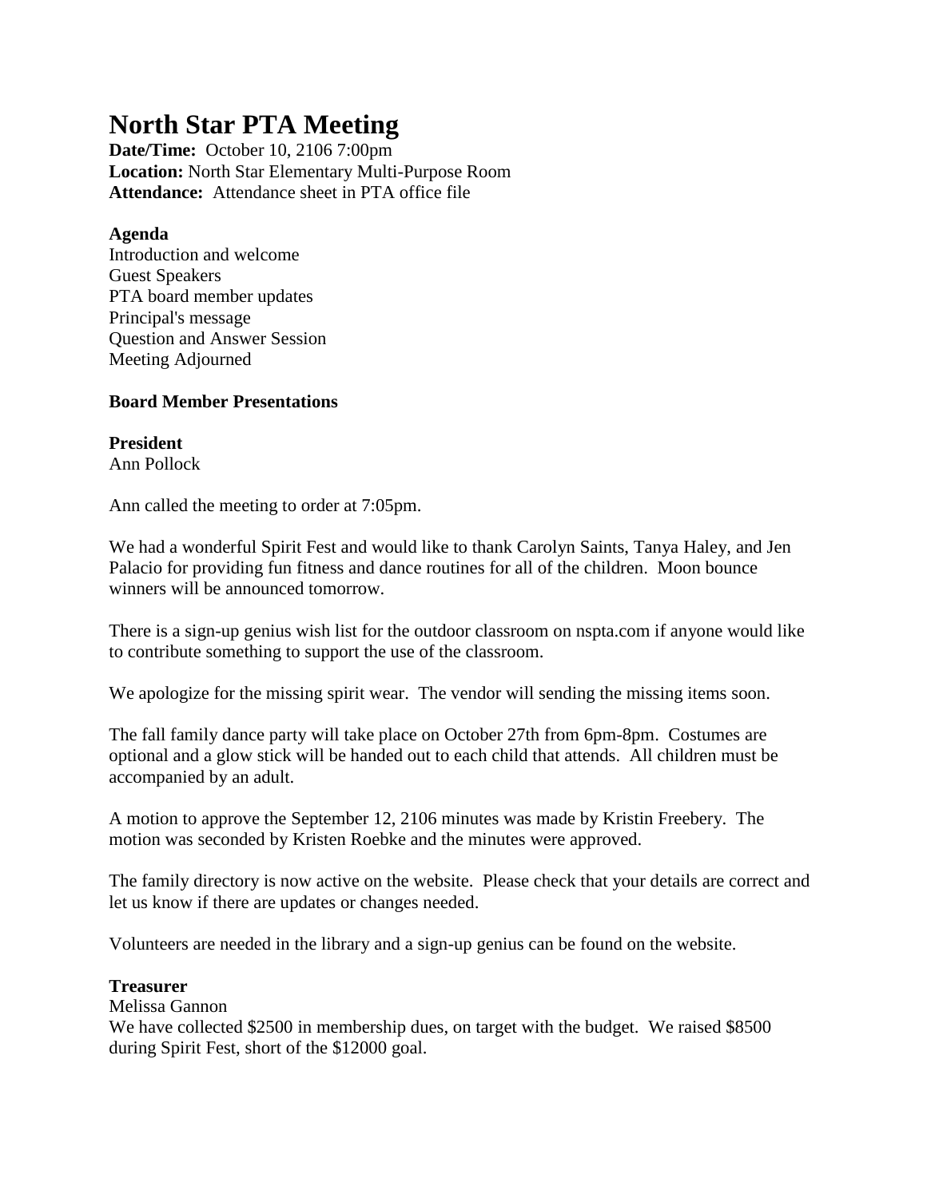# North Star PTA Meeting

**Date/Time:** October 10, 2106 7:00pm
**Location:** North Star Elementary Multi-Purpose Room
**Attendance:** Attendance sheet in PTA office file

**Agenda**
Introduction and welcome
Guest Speakers
PTA board member updates
Principal's message
Question and Answer Session
Meeting Adjourned

**Board Member Presentations**

**President**
Ann Pollock

Ann called the meeting to order at 7:05pm.

We had a wonderful Spirit Fest and would like to thank Carolyn Saints, Tanya Haley, and Jen Palacio for providing fun fitness and dance routines for all of the children. Moon bounce winners will be announced tomorrow.

There is a sign-up genius wish list for the outdoor classroom on nspta.com if anyone would like to contribute something to support the use of the classroom.

We apologize for the missing spirit wear. The vendor will sending the missing items soon.

The fall family dance party will take place on October 27th from 6pm-8pm. Costumes are optional and a glow stick will be handed out to each child that attends. All children must be accompanied by an adult.

A motion to approve the September 12, 2106 minutes was made by Kristin Freebery. The motion was seconded by Kristen Roebke and the minutes were approved.

The family directory is now active on the website. Please check that your details are correct and let us know if there are updates or changes needed.

Volunteers are needed in the library and a sign-up genius can be found on the website.

**Treasurer**
Melissa Gannon
We have collected $2500 in membership dues, on target with the budget. We raised $8500 during Spirit Fest, short of the $12000 goal.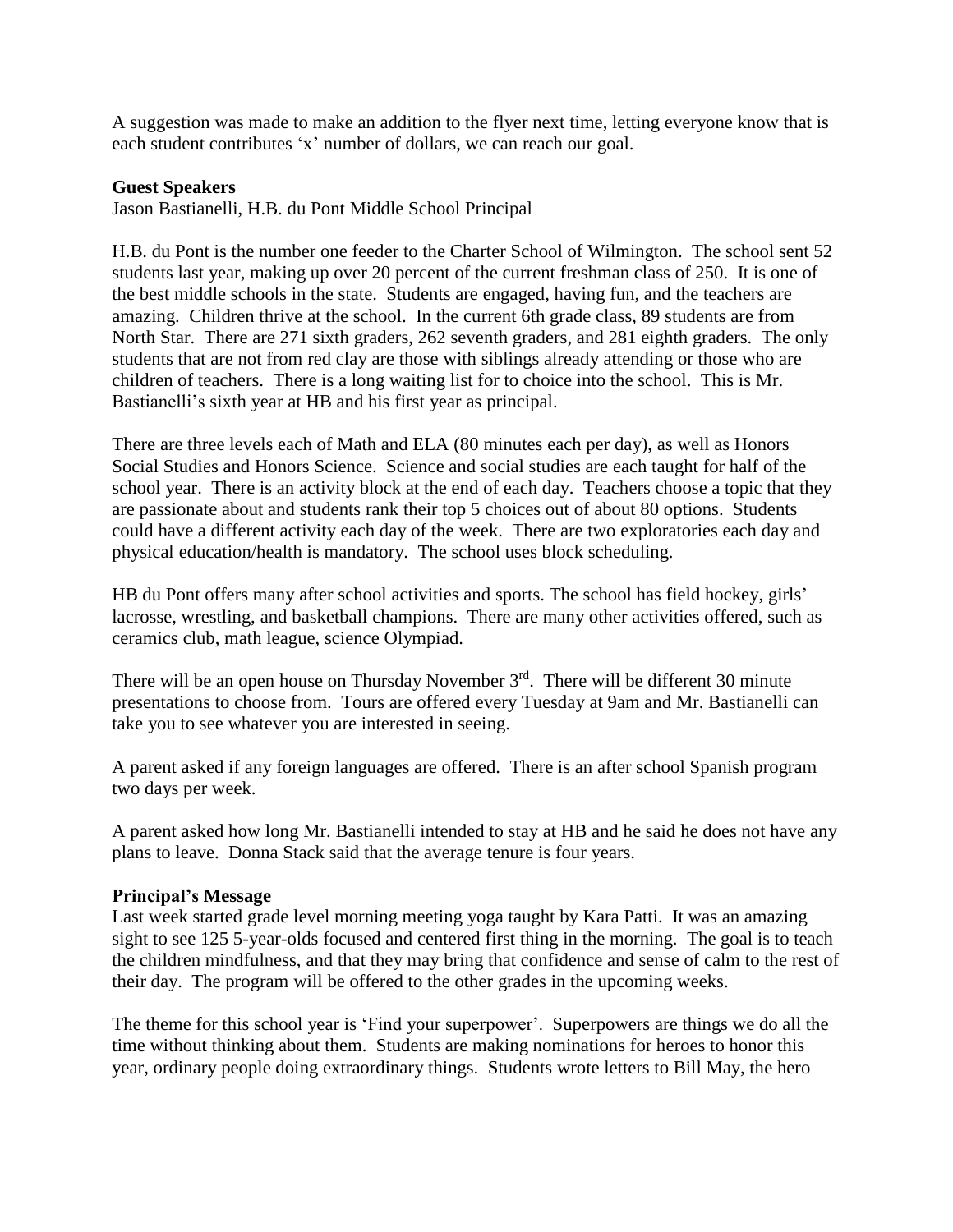A suggestion was made to make an addition to the flyer next time, letting everyone know that is each student contributes 'x' number of dollars, we can reach our goal.

**Guest Speakers**
Jason Bastianelli, H.B. du Pont Middle School Principal

H.B. du Pont is the number one feeder to the Charter School of Wilmington. The school sent 52 students last year, making up over 20 percent of the current freshman class of 250. It is one of the best middle schools in the state. Students are engaged, having fun, and the teachers are amazing. Children thrive at the school. In the current 6th grade class, 89 students are from North Star. There are 271 sixth graders, 262 seventh graders, and 281 eighth graders. The only students that are not from red clay are those with siblings already attending or those who are children of teachers. There is a long waiting list for to choice into the school. This is Mr. Bastianelli's sixth year at HB and his first year as principal.

There are three levels each of Math and ELA (80 minutes each per day), as well as Honors Social Studies and Honors Science. Science and social studies are each taught for half of the school year. There is an activity block at the end of each day. Teachers choose a topic that they are passionate about and students rank their top 5 choices out of about 80 options. Students could have a different activity each day of the week. There are two exploratories each day and physical education/health is mandatory. The school uses block scheduling.

HB du Pont offers many after school activities and sports. The school has field hockey, girls' lacrosse, wrestling, and basketball champions. There are many other activities offered, such as ceramics club, math league, science Olympiad.

There will be an open house on Thursday November 3rd. There will be different 30 minute presentations to choose from. Tours are offered every Tuesday at 9am and Mr. Bastianelli can take you to see whatever you are interested in seeing.

A parent asked if any foreign languages are offered. There is an after school Spanish program two days per week.

A parent asked how long Mr. Bastianelli intended to stay at HB and he said he does not have any plans to leave. Donna Stack said that the average tenure is four years.

**Principal's Message**
Last week started grade level morning meeting yoga taught by Kara Patti. It was an amazing sight to see 125 5-year-olds focused and centered first thing in the morning. The goal is to teach the children mindfulness, and that they may bring that confidence and sense of calm to the rest of their day. The program will be offered to the other grades in the upcoming weeks.

The theme for this school year is 'Find your superpower'. Superpowers are things we do all the time without thinking about them. Students are making nominations for heroes to honor this year, ordinary people doing extraordinary things. Students wrote letters to Bill May, the hero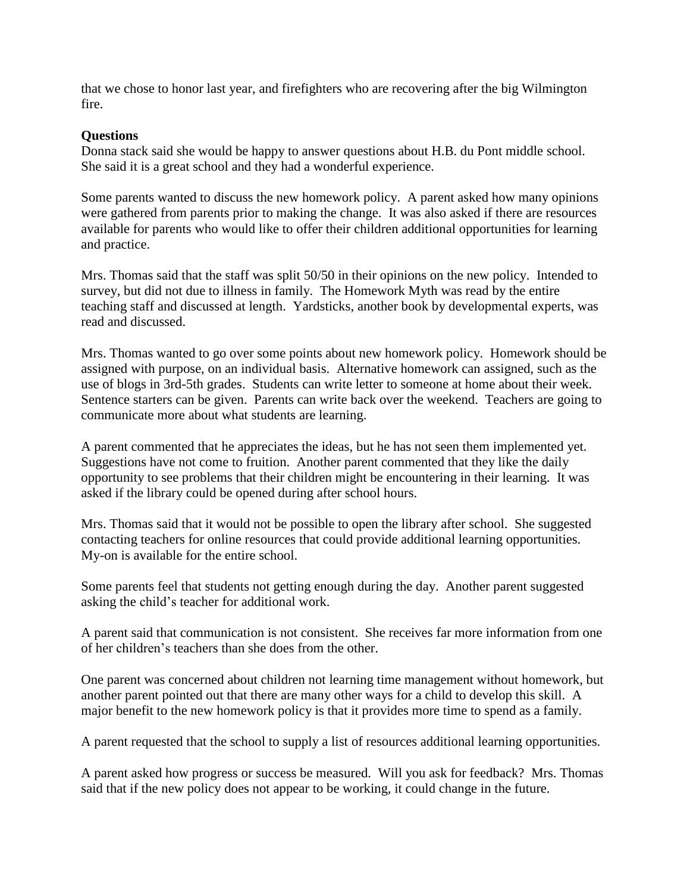that we chose to honor last year, and firefighters who are recovering after the big Wilmington fire.

**Questions**

Donna stack said she would be happy to answer questions about H.B. du Pont middle school. She said it is a great school and they had a wonderful experience.

Some parents wanted to discuss the new homework policy. A parent asked how many opinions were gathered from parents prior to making the change. It was also asked if there are resources available for parents who would like to offer their children additional opportunities for learning and practice.

Mrs. Thomas said that the staff was split 50/50 in their opinions on the new policy. Intended to survey, but did not due to illness in family. The Homework Myth was read by the entire teaching staff and discussed at length. Yardsticks, another book by developmental experts, was read and discussed.

Mrs. Thomas wanted to go over some points about new homework policy. Homework should be assigned with purpose, on an individual basis. Alternative homework can assigned, such as the use of blogs in 3rd-5th grades. Students can write letter to someone at home about their week. Sentence starters can be given. Parents can write back over the weekend. Teachers are going to communicate more about what students are learning.

A parent commented that he appreciates the ideas, but he has not seen them implemented yet. Suggestions have not come to fruition. Another parent commented that they like the daily opportunity to see problems that their children might be encountering in their learning. It was asked if the library could be opened during after school hours.

Mrs. Thomas said that it would not be possible to open the library after school. She suggested contacting teachers for online resources that could provide additional learning opportunities. My-on is available for the entire school.

Some parents feel that students not getting enough during the day. Another parent suggested asking the child's teacher for additional work.

A parent said that communication is not consistent. She receives far more information from one of her children's teachers than she does from the other.

One parent was concerned about children not learning time management without homework, but another parent pointed out that there are many other ways for a child to develop this skill. A major benefit to the new homework policy is that it provides more time to spend as a family.

A parent requested that the school to supply a list of resources additional learning opportunities.

A parent asked how progress or success be measured. Will you ask for feedback? Mrs. Thomas said that if the new policy does not appear to be working, it could change in the future.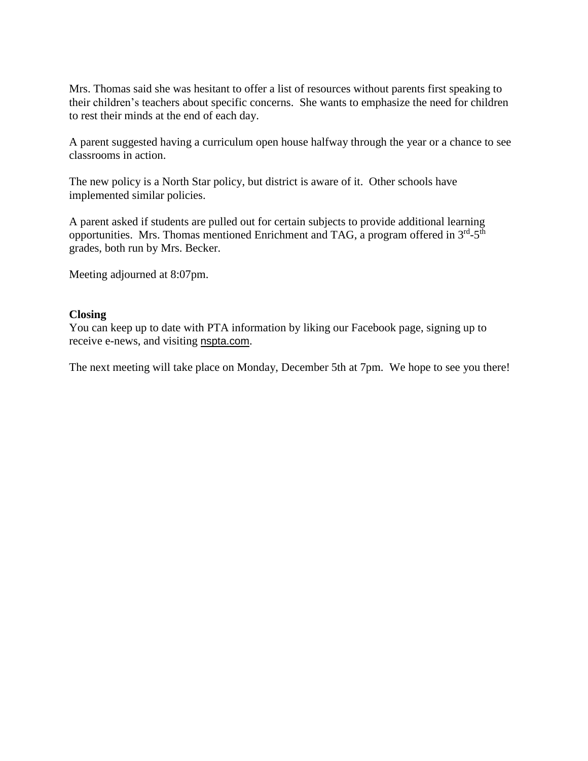Mrs. Thomas said she was hesitant to offer a list of resources without parents first speaking to their children's teachers about specific concerns. She wants to emphasize the need for children to rest their minds at the end of each day.

A parent suggested having a curriculum open house halfway through the year or a chance to see classrooms in action.

The new policy is a North Star policy, but district is aware of it. Other schools have implemented similar policies.

A parent asked if students are pulled out for certain subjects to provide additional learning opportunities. Mrs. Thomas mentioned Enrichment and TAG, a program offered in 3rd-5th grades, both run by Mrs. Becker.

Meeting adjourned at 8:07pm.

**Closing**

You can keep up to date with PTA information by liking our Facebook page, signing up to receive e-news, and visiting nspta.com.

The next meeting will take place on Monday, December 5th at 7pm. We hope to see you there!